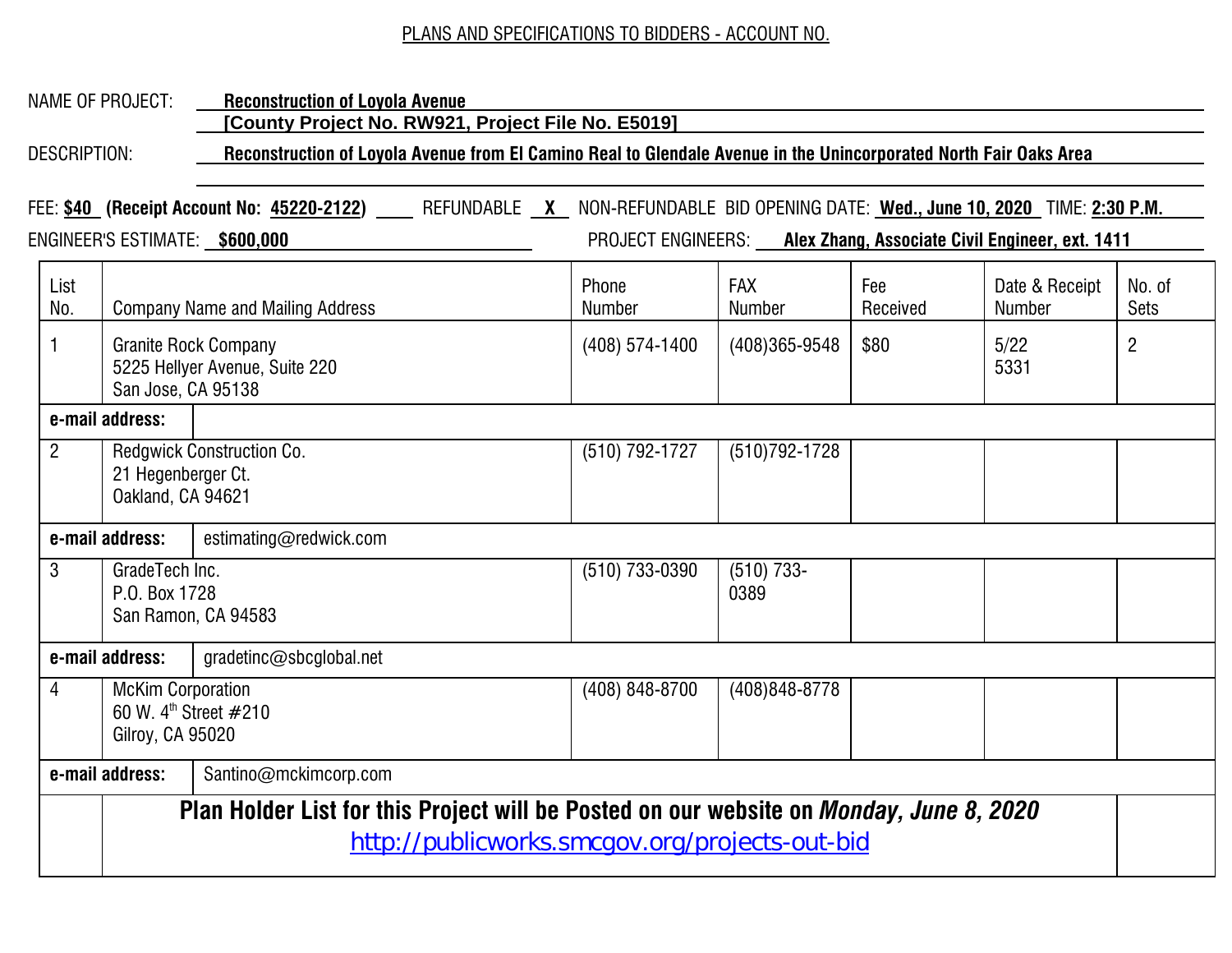PLANS AND SPECIFICATIONS TO BIDDERS - ACCOUNT NO.

NAME OF PROJECT: **Reconstruction of Loyola Avenue**
**[County Project No. RW921, Project File No. E5019]**

DESCRIPTION: **Reconstruction of Loyola Avenue from El Camino Real to Glendale Avenue in the Unincorporated North Fair Oaks Area**

FEE: **$40** **(Receipt Account No: 45220-2122)** ____ REFUNDABLE **X** NON-REFUNDABLE BID OPENING DATE: **Wed., June 10, 2020** TIME: **2:30 P.M.**

ENGINEER'S ESTIMATE: **$600,000** PROJECT ENGINEERS: **Alex Zhang, Associate Civil Engineer, ext. 1411**

| List No. | Company Name and Mailing Address | Phone Number | FAX Number | Fee Received | Date & Receipt Number | No. of Sets |
|---|---|---|---|---|---|---|
| 1 | Granite Rock Company<br>5225 Hellyer Avenue, Suite 220<br>San Jose, CA 95138 | (408) 574-1400 | (408)365-9548 | $80 | 5/22<br>5331 | 2 |
| **e-mail address:** | | | | | | |
| 2 | Redgwick Construction Co.<br>21 Hegenberger Ct.<br>Oakland, CA 94621 | (510) 792-1727 | (510)792-1728 | | | |
| **e-mail address:** | estimating@redwick.com | | | | | |
| 3 | GradeTech Inc.<br>P.O. Box 1728<br>San Ramon, CA 94583 | (510) 733-0390 | (510) 733-0389 | | | |
| **e-mail address:** | gradetinc@sbcglobal.net | | | | | |
| 4 | McKim Corporation<br>60 W. 4th Street #210<br>Gilroy, CA 95020 | (408) 848-8700 | (408)848-8778 | | | |
| **e-mail address:** | Santino@mckimcorp.com | | | | | |

**Plan Holder List for this Project will be Posted on our website on *Monday, June 8, 2020***
http://publicworks.smcgov.org/projects-out-bid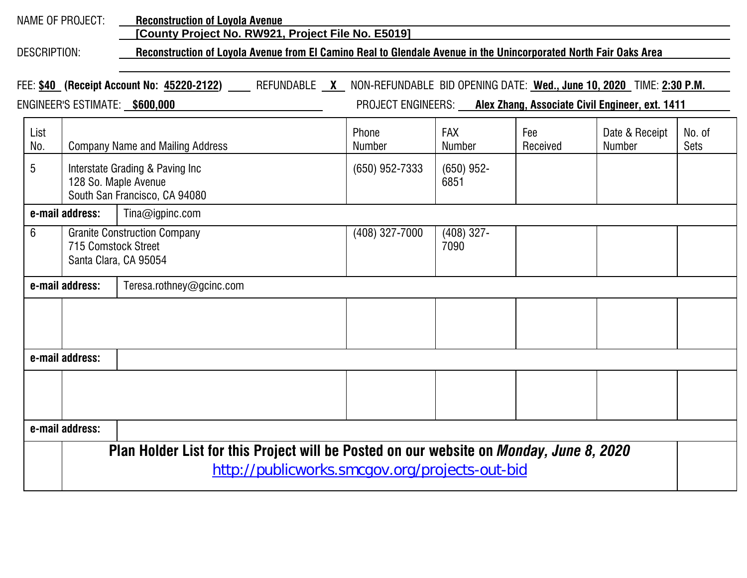NAME OF PROJECT: **Reconstruction of Loyola Avenue**
**[County Project No. RW921, Project File No. E5019]**

DESCRIPTION: **Reconstruction of Loyola Avenue from El Camino Real to Glendale Avenue in the Unincorporated North Fair Oaks Area**

FEE: **$40** **(Receipt Account No: 45220-2122)** ____ REFUNDABLE **X** NON-REFUNDABLE BID OPENING DATE: **Wed., June 10, 2020** TIME: **2:30 P.M.**

ENGINEER'S ESTIMATE: **$600,000** PROJECT ENGINEERS: **Alex Zhang, Associate Civil Engineer, ext. 1411**

| List No. | Company Name and Mailing Address | Phone Number | FAX Number | Fee Received | Date & Receipt Number | No. of Sets |
|---|---|---|---|---|---|---|
| 5 | Interstate Grading & Paving Inc<br>128 So. Maple Avenue<br>South San Francisco, CA 94080 | (650) 952-7333 | (650) 952-6851 | | | |
| **e-mail address:** | Tina@igpinc.com | | | | | |
| 6 | Granite Construction Company<br>715 Comstock Street<br>Santa Clara, CA 95054 | (408) 327-7000 | (408) 327-7090 | | | |
| **e-mail address:** | Teresa.rothney@gcinc.com | | | | | |
| | | | | | | |
| **e-mail address:** | | | | | | |
| | | | | | | |
| **e-mail address:** | | | | | | |

**Plan Holder List for this Project will be Posted on our website on *Monday, June 8, 2020***
http://publicworks.smcgov.org/projects-out-bid